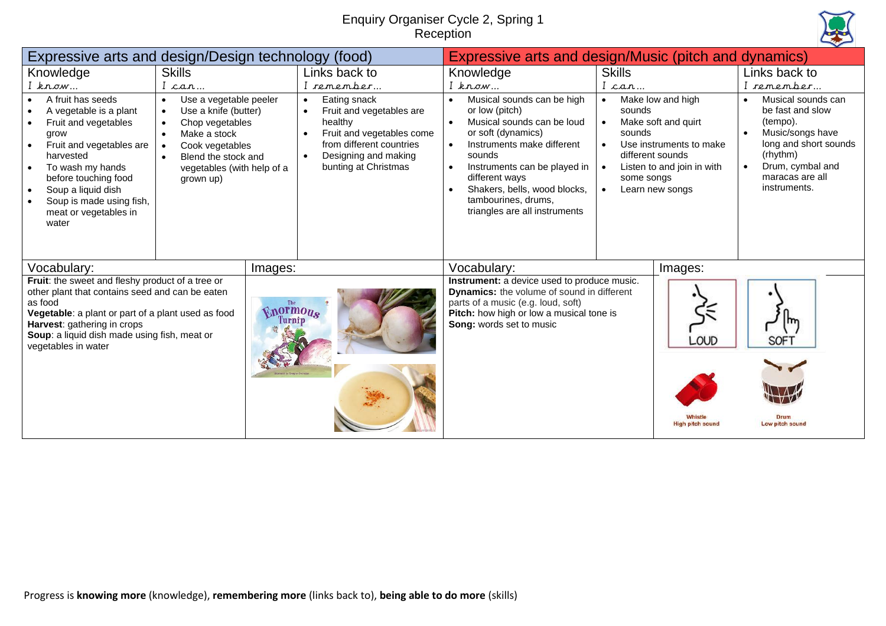# Enquiry Organiser Cycle 2, Spring 1
## Reception

## Expressive arts and design/Design technology (food)

| Knowledge<br>*I know…* | Skills<br>*I can…* | Links back to<br>*I remember…* |
|---|---|---|
| • A fruit has seeds<br>• A vegetable is a plant<br>• Fruit and vegetables grow<br>• Fruit and vegetables are harvested<br>• To wash my hands before touching food<br>• Soup a liquid dish<br>• Soup is made using fish, meat or vegetables in water | • Use a vegetable peeler<br>• Use a knife (butter)<br>• Chop vegetables<br>• Make a stock<br>• Cook vegetables<br>• Blend the stock and vegetables (with help of a grown up) | • Eating snack<br>• Fruit and vegetables are healthy<br>• Fruit and vegetables come from different countries<br>• Designing and making bunting at Christmas |

### Vocabulary:

**Fruit**: the sweet and fleshy product of a tree or other plant that contains seed and can be eaten as food
**Vegetable**: a plant or part of a plant used as food
**Harvest**: gathering in crops
**Soup**: a liquid dish made using fish, meat or vegetables in water

### Images:

The Enormous Turnip

## Expressive arts and design/Music (pitch and dynamics)

| Knowledge<br>*I know…* | Skills<br>*I can…* | Links back to<br>*I remember…* |
|---|---|---|
| • Musical sounds can be high or low (pitch)<br>• Musical sounds can be loud or soft (dynamics)<br>• Instruments make different sounds<br>• Instruments can be played in different ways<br>• Shakers, bells, wood blocks, tambourines, drums, triangles are all instruments | • Make low and high sounds<br>• Make soft and quirt sounds<br>• Use instruments to make different sounds<br>• Listen to and join in with some songs<br>• Learn new songs | • Musical sounds can be fast and slow (tempo).<br>• Music/songs have long and short sounds (rhythm)<br>• Drum, cymbal and maracas are all instruments. |

### Vocabulary:

**Instrument:** a device used to produce music.
**Dynamics:** the volume of sound in different parts of a music (e.g. loud, soft)
**Pitch:** how high or low a musical tone is
**Song:** words set to music

### Images:

LOUD

SOFT

Whistle
High pitch sound

Drum
Low pitch sound

Progress is **knowing more** (knowledge), **remembering more** (links back to), **being able to do more** (skills)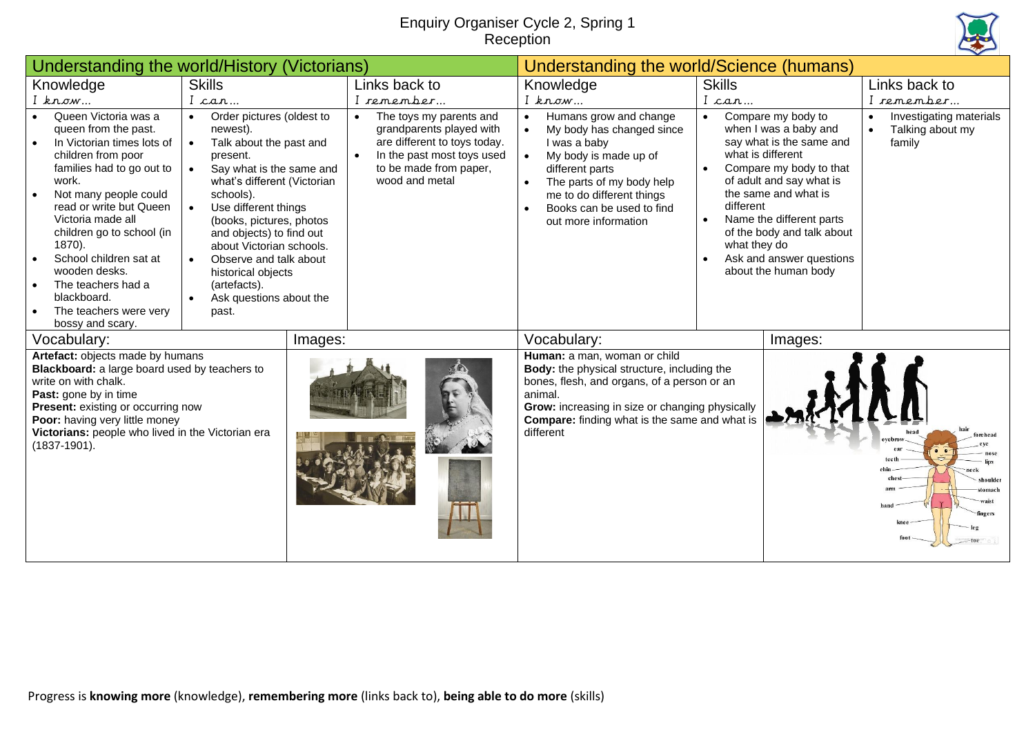Enquiry Organiser Cycle 2, Spring 1
Reception

## Understanding the world/History (Victorians)

| Knowledge<br>I know… | Skills<br>I can… | Links back to<br>I remember… |
| --- | --- | --- |
| • Queen Victoria was a queen from the past.<br>• In Victorian times lots of children from poor families had to go out to work.<br>• Not many people could read or write but Queen Victoria made all children go to school (in 1870).<br>• School children sat at wooden desks.<br>• The teachers had a blackboard.<br>• The teachers were very bossy and scary. | • Order pictures (oldest to newest).<br>• Talk about the past and present.<br>• Say what is the same and what's different (Victorian schools).<br>• Use different things (books, pictures, photos and objects) to find out about Victorian schools.<br>• Observe and talk about historical objects (artefacts).<br>• Ask questions about the past. | • The toys my parents and grandparents played with are different to toys today.<br>• In the past most toys used to be made from paper, wood and metal |

**Vocabulary:**

**Artefact:** objects made by humans
**Blackboard:** a large board used by teachers to write on with chalk.
**Past:** gone by in time
**Present:** existing or occurring now
**Poor:** having very little money
**Victorians:** people who lived in the Victorian era (1837-1901).

**Images:**

## Understanding the world/Science (humans)

| Knowledge<br>I know… | Skills<br>I can… | Links back to<br>I remember… |
| --- | --- | --- |
| • Humans grow and change<br>• My body has changed since I was a baby<br>• My body is made up of different parts<br>• The parts of my body help me to do different things<br>• Books can be used to find out more information | • Compare my body to when I was a baby and say what is the same and what is different<br>• Compare my body to that of adult and say what is the same and what is different<br>• Name the different parts of the body and talk about what they do<br>• Ask and answer questions about the human body | • Investigating materials<br>• Talking about my family |

**Vocabulary:**

**Human:** a man, woman or child
**Body:** the physical structure, including the bones, flesh, and organs, of a person or an animal.
**Grow:** increasing in size or changing physically
**Compare:** finding what is the same and what is different

**Images:**

Progress is **knowing more** (knowledge), **remembering more** (links back to), **being able to do more** (skills)